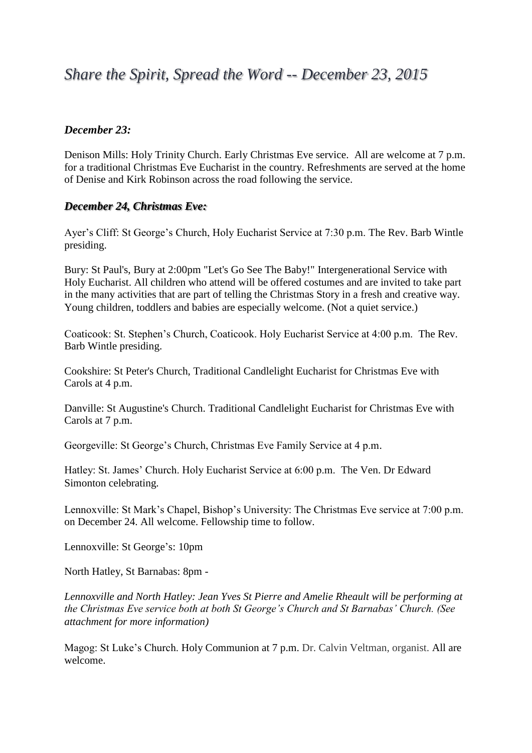# *Share the Spirit, Spread the Word -- December 23, 2015*

### ***December 23:***

Denison Mills: Holy Trinity Church. Early Christmas Eve service. All are welcome at 7 p.m. for a traditional Christmas Eve Eucharist in the country. Refreshments are served at the home of Denise and Kirk Robinson across the road following the service.

### ***December 24, Christmas Eve:***

Ayer's Cliff: St George's Church, Holy Eucharist Service at 7:30 p.m. The Rev. Barb Wintle presiding.

Bury: St Paul's, Bury at 2:00pm "Let's Go See The Baby!" Intergenerational Service with Holy Eucharist. All children who attend will be offered costumes and are invited to take part in the many activities that are part of telling the Christmas Story in a fresh and creative way. Young children, toddlers and babies are especially welcome. (Not a quiet service.)

Coaticook: St. Stephen's Church, Coaticook. Holy Eucharist Service at 4:00 p.m. The Rev. Barb Wintle presiding.

Cookshire: St Peter's Church, Traditional Candlelight Eucharist for Christmas Eve with Carols at 4 p.m.

Danville: St Augustine's Church. Traditional Candlelight Eucharist for Christmas Eve with Carols at 7 p.m.

Georgeville: St George's Church, Christmas Eve Family Service at 4 p.m.

Hatley: St. James' Church. Holy Eucharist Service at 6:00 p.m. The Ven. Dr Edward Simonton celebrating.

Lennoxville: St Mark's Chapel, Bishop's University: The Christmas Eve service at 7:00 p.m. on December 24. All welcome. Fellowship time to follow.

Lennoxville: St George's: 10pm

North Hatley, St Barnabas: 8pm -

*Lennoxville and North Hatley: Jean Yves St Pierre and Amelie Rheault will be performing at the Christmas Eve service both at both St George's Church and St Barnabas' Church. (See attachment for more information)*

Magog: St Luke's Church. Holy Communion at 7 p.m. Dr. Calvin Veltman, organist. All are welcome.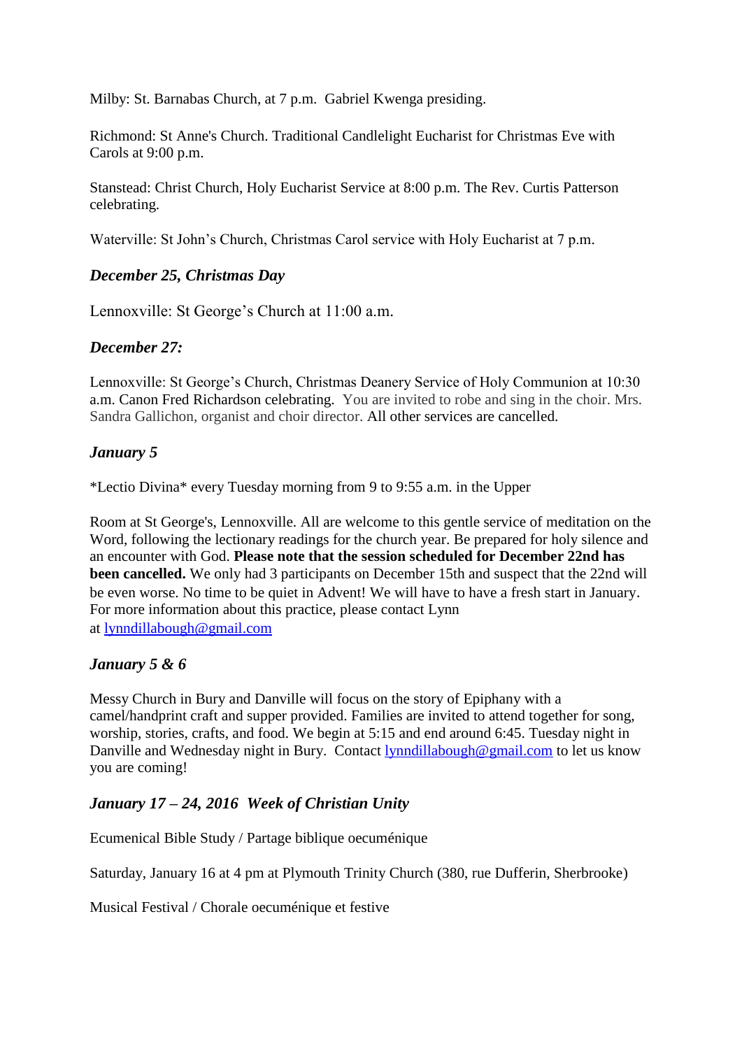Milby: St. Barnabas Church, at 7 p.m.  Gabriel Kwenga presiding.

Richmond: St Anne's Church. Traditional Candlelight Eucharist for Christmas Eve with Carols at 9:00 p.m.

Stanstead: Christ Church, Holy Eucharist Service at 8:00 p.m. The Rev. Curtis Patterson celebrating.

Waterville: St John's Church, Christmas Carol service with Holy Eucharist at 7 p.m.

***December 25, Christmas Day***

Lennoxville: St George's Church at 11:00 a.m.

***December 27:***

Lennoxville: St George's Church, Christmas Deanery Service of Holy Communion at 10:30 a.m. Canon Fred Richardson celebrating.  You are invited to robe and sing in the choir. Mrs. Sandra Gallichon, organist and choir director. All other services are cancelled.

***January 5***

*Lectio Divina* every Tuesday morning from 9 to 9:55 a.m. in the Upper

Room at St George's, Lennoxville. All are welcome to this gentle service of meditation on the Word, following the lectionary readings for the church year. Be prepared for holy silence and an encounter with God. **Please note that the session scheduled for December 22nd has been cancelled.** We only had 3 participants on December 15th and suspect that the 22nd will be even worse. No time to be quiet in Advent! We will have to have a fresh start in January. For more information about this practice, please contact Lynn at lynndillabough@gmail.com

***January 5 & 6***

Messy Church in Bury and Danville will focus on the story of Epiphany with a camel/handprint craft and supper provided. Families are invited to attend together for song, worship, stories, crafts, and food. We begin at 5:15 and end around 6:45. Tuesday night in Danville and Wednesday night in Bury.  Contact lynndillabough@gmail.com to let us know you are coming!

***January 17 – 24, 2016  Week of Christian Unity***

Ecumenical Bible Study / Partage biblique oecuménique

Saturday, January 16 at 4 pm at Plymouth Trinity Church (380, rue Dufferin, Sherbrooke)

Musical Festival / Chorale oecuménique et festive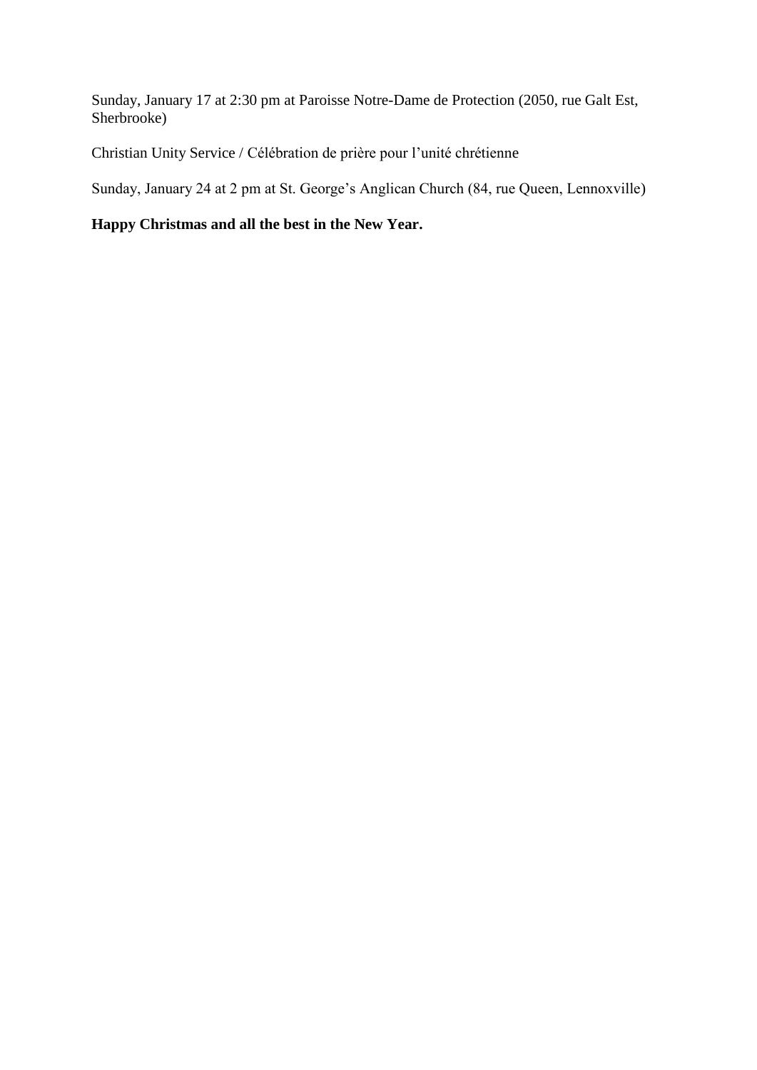Sunday, January 17 at 2:30 pm at Paroisse Notre-Dame de Protection (2050, rue Galt Est, Sherbrooke)

Christian Unity Service / Célébration de prière pour l'unité chrétienne

Sunday, January 24 at 2 pm at St. George's Anglican Church (84, rue Queen, Lennoxville)

**Happy Christmas and all the best in the New Year.**